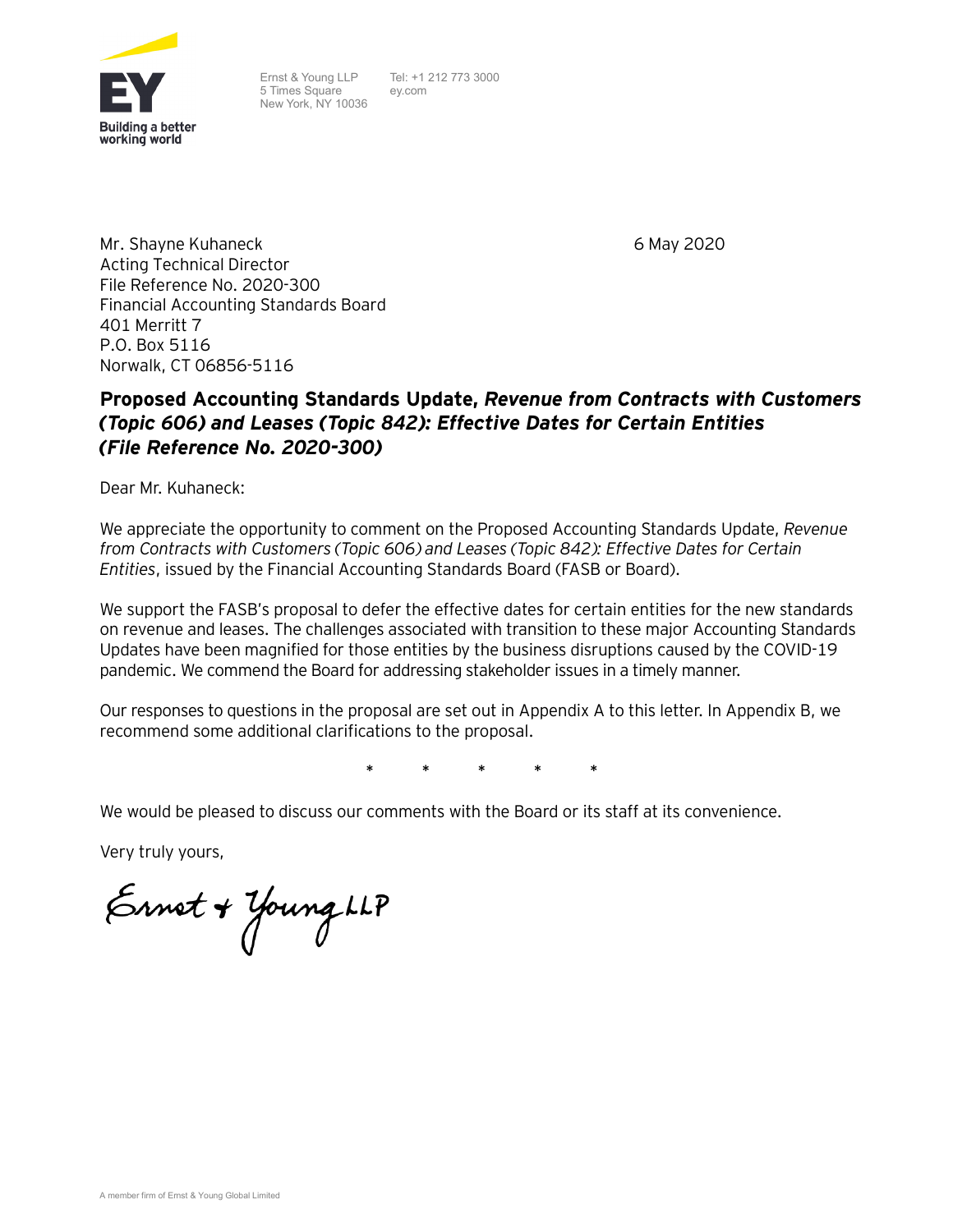EY

Building a better working world

Ernst & Young LLP
5 Times Square
New York, NY 10036

Tel: +1 212 773 3000
ey.com

Mr. Shayne Kuhaneck
Acting Technical Director
File Reference No. 2020-300
Financial Accounting Standards Board
401 Merritt 7
P.O. Box 5116
Norwalk, CT 06856-5116

6 May 2020

**Proposed Accounting Standards Update, *Revenue from Contracts with Customers (Topic 606) and Leases (Topic 842): Effective Dates for Certain Entities (File Reference No. 2020-300)***

Dear Mr. Kuhaneck:

We appreciate the opportunity to comment on the Proposed Accounting Standards Update, *Revenue from Contracts with Customers (Topic 606) and Leases (Topic 842): Effective Dates for Certain Entities*, issued by the Financial Accounting Standards Board (FASB or Board).

We support the FASB's proposal to defer the effective dates for certain entities for the new standards on revenue and leases. The challenges associated with transition to these major Accounting Standards Updates have been magnified for those entities by the business disruptions caused by the COVID-19 pandemic. We commend the Board for addressing stakeholder issues in a timely manner.

Our responses to questions in the proposal are set out in Appendix A to this letter. In Appendix B, we recommend some additional clarifications to the proposal.

\* \* \* \* \*

We would be pleased to discuss our comments with the Board or its staff at its convenience.

Very truly yours,

Ernst + Young LLP

A member firm of Ernst & Young Global Limited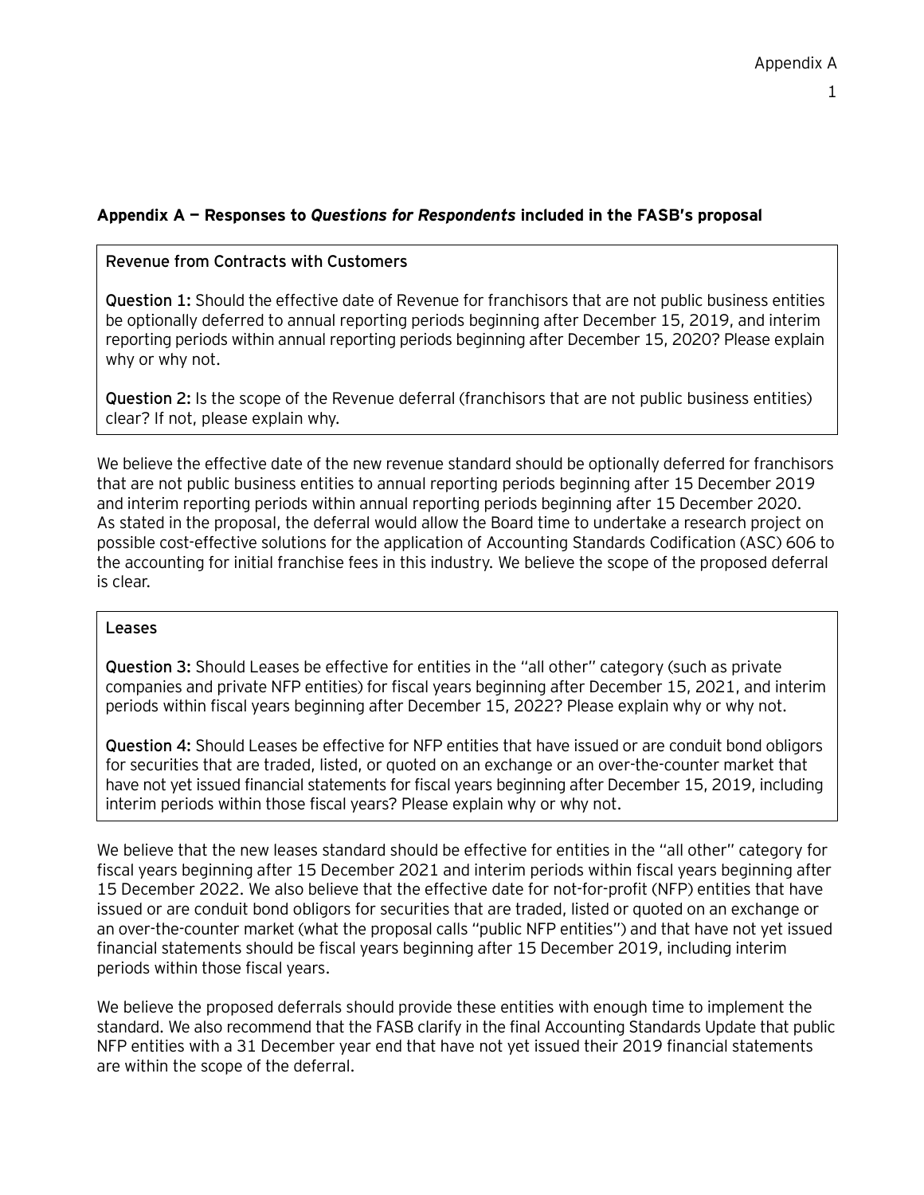## Appendix A — Responses to *Questions for Respondents* included in the FASB's proposal

> Revenue from Contracts with Customers
>
> **Question 1:** Should the effective date of Revenue for franchisors that are not public business entities be optionally deferred to annual reporting periods beginning after December 15, 2019, and interim reporting periods within annual reporting periods beginning after December 15, 2020? Please explain why or why not.
>
> **Question 2:** Is the scope of the Revenue deferral (franchisors that are not public business entities) clear? If not, please explain why.

We believe the effective date of the new revenue standard should be optionally deferred for franchisors that are not public business entities to annual reporting periods beginning after 15 December 2019 and interim reporting periods within annual reporting periods beginning after 15 December 2020. As stated in the proposal, the deferral would allow the Board time to undertake a research project on possible cost-effective solutions for the application of Accounting Standards Codification (ASC) 606 to the accounting for initial franchise fees in this industry. We believe the scope of the proposed deferral is clear.

> Leases
>
> **Question 3:** Should Leases be effective for entities in the "all other" category (such as private companies and private NFP entities) for fiscal years beginning after December 15, 2021, and interim periods within fiscal years beginning after December 15, 2022? Please explain why or why not.
>
> **Question 4:** Should Leases be effective for NFP entities that have issued or are conduit bond obligors for securities that are traded, listed, or quoted on an exchange or an over-the-counter market that have not yet issued financial statements for fiscal years beginning after December 15, 2019, including interim periods within those fiscal years? Please explain why or why not.

We believe that the new leases standard should be effective for entities in the "all other" category for fiscal years beginning after 15 December 2021 and interim periods within fiscal years beginning after 15 December 2022. We also believe that the effective date for not-for-profit (NFP) entities that have issued or are conduit bond obligors for securities that are traded, listed or quoted on an exchange or an over-the-counter market (what the proposal calls "public NFP entities") and that have not yet issued financial statements should be fiscal years beginning after 15 December 2019, including interim periods within those fiscal years.

We believe the proposed deferrals should provide these entities with enough time to implement the standard. We also recommend that the FASB clarify in the final Accounting Standards Update that public NFP entities with a 31 December year end that have not yet issued their 2019 financial statements are within the scope of the deferral.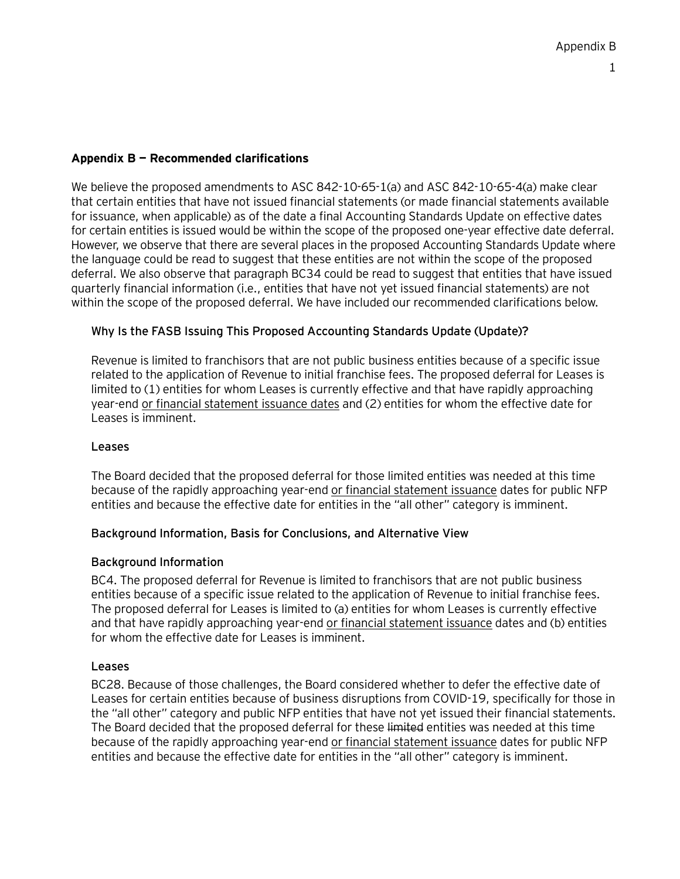## Appendix B — Recommended clarifications

We believe the proposed amendments to ASC 842-10-65-1(a) and ASC 842-10-65-4(a) make clear that certain entities that have not issued financial statements (or made financial statements available for issuance, when applicable) as of the date a final Accounting Standards Update on effective dates for certain entities is issued would be within the scope of the proposed one-year effective date deferral. However, we observe that there are several places in the proposed Accounting Standards Update where the language could be read to suggest that these entities are not within the scope of the proposed deferral. We also observe that paragraph BC34 could be read to suggest that entities that have issued quarterly financial information (i.e., entities that have not yet issued financial statements) are not within the scope of the proposed deferral. We have included our recommended clarifications below.

### Why Is the FASB Issuing This Proposed Accounting Standards Update (Update)?

Revenue is limited to franchisors that are not public business entities because of a specific issue related to the application of Revenue to initial franchise fees. The proposed deferral for Leases is limited to (1) entities for whom Leases is currently effective and that have rapidly approaching year-end <u>or financial statement issuance dates</u> and (2) entities for whom the effective date for Leases is imminent.

### Leases

The Board decided that the proposed deferral for those limited entities was needed at this time because of the rapidly approaching year-end <u>or financial statement issuance</u> dates for public NFP entities and because the effective date for entities in the "all other" category is imminent.

### Background Information, Basis for Conclusions, and Alternative View

### Background Information

BC4. The proposed deferral for Revenue is limited to franchisors that are not public business entities because of a specific issue related to the application of Revenue to initial franchise fees. The proposed deferral for Leases is limited to (a) entities for whom Leases is currently effective and that have rapidly approaching year-end <u>or financial statement issuance</u> dates and (b) entities for whom the effective date for Leases is imminent.

### Leases

BC28. Because of those challenges, the Board considered whether to defer the effective date of Leases for certain entities because of business disruptions from COVID-19, specifically for those in the "all other" category and public NFP entities that have not yet issued their financial statements. The Board decided that the proposed deferral for these ~~limited~~ entities was needed at this time because of the rapidly approaching year-end <u>or financial statement issuance</u> dates for public NFP entities and because the effective date for entities in the "all other" category is imminent.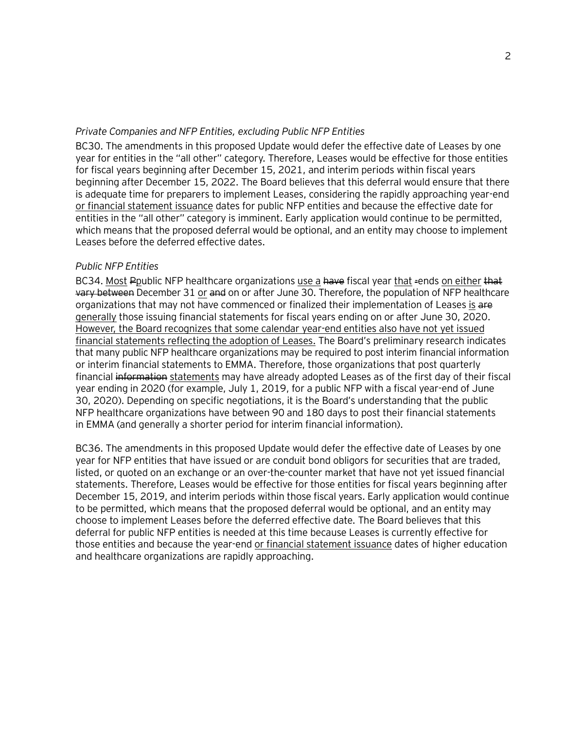*Private Companies and NFP Entities, excluding Public NFP Entities*

BC30. The amendments in this proposed Update would defer the effective date of Leases by one year for entities in the "all other" category. Therefore, Leases would be effective for those entities for fiscal years beginning after December 15, 2021, and interim periods within fiscal years beginning after December 15, 2022. The Board believes that this deferral would ensure that there is adequate time for preparers to implement Leases, considering the rapidly approaching year-end or financial statement issuance dates for public NFP entities and because the effective date for entities in the "all other" category is imminent. Early application would continue to be permitted, which means that the proposed deferral would be optional, and an entity may choose to implement Leases before the deferred effective dates.

*Public NFP Entities*

BC34. Most ~~P~~public NFP healthcare organizations use a ~~have~~ fiscal year that ends on either ~~that vary between~~ December 31 or ~~and~~ on or after June 30. Therefore, the population of NFP healthcare organizations that may not have commenced or finalized their implementation of Leases is ~~are~~ generally those issuing financial statements for fiscal years ending on or after June 30, 2020. However, the Board recognizes that some calendar year-end entities also have not yet issued financial statements reflecting the adoption of Leases. The Board's preliminary research indicates that many public NFP healthcare organizations may be required to post interim financial information or interim financial statements to EMMA. Therefore, those organizations that post quarterly financial ~~information~~ statements may have already adopted Leases as of the first day of their fiscal year ending in 2020 (for example, July 1, 2019, for a public NFP with a fiscal year-end of June 30, 2020). Depending on specific negotiations, it is the Board's understanding that the public NFP healthcare organizations have between 90 and 180 days to post their financial statements in EMMA (and generally a shorter period for interim financial information).

BC36. The amendments in this proposed Update would defer the effective date of Leases by one year for NFP entities that have issued or are conduit bond obligors for securities that are traded, listed, or quoted on an exchange or an over-the-counter market that have not yet issued financial statements. Therefore, Leases would be effective for those entities for fiscal years beginning after December 15, 2019, and interim periods within those fiscal years. Early application would continue to be permitted, which means that the proposed deferral would be optional, and an entity may choose to implement Leases before the deferred effective date. The Board believes that this deferral for public NFP entities is needed at this time because Leases is currently effective for those entities and because the year-end or financial statement issuance dates of higher education and healthcare organizations are rapidly approaching.